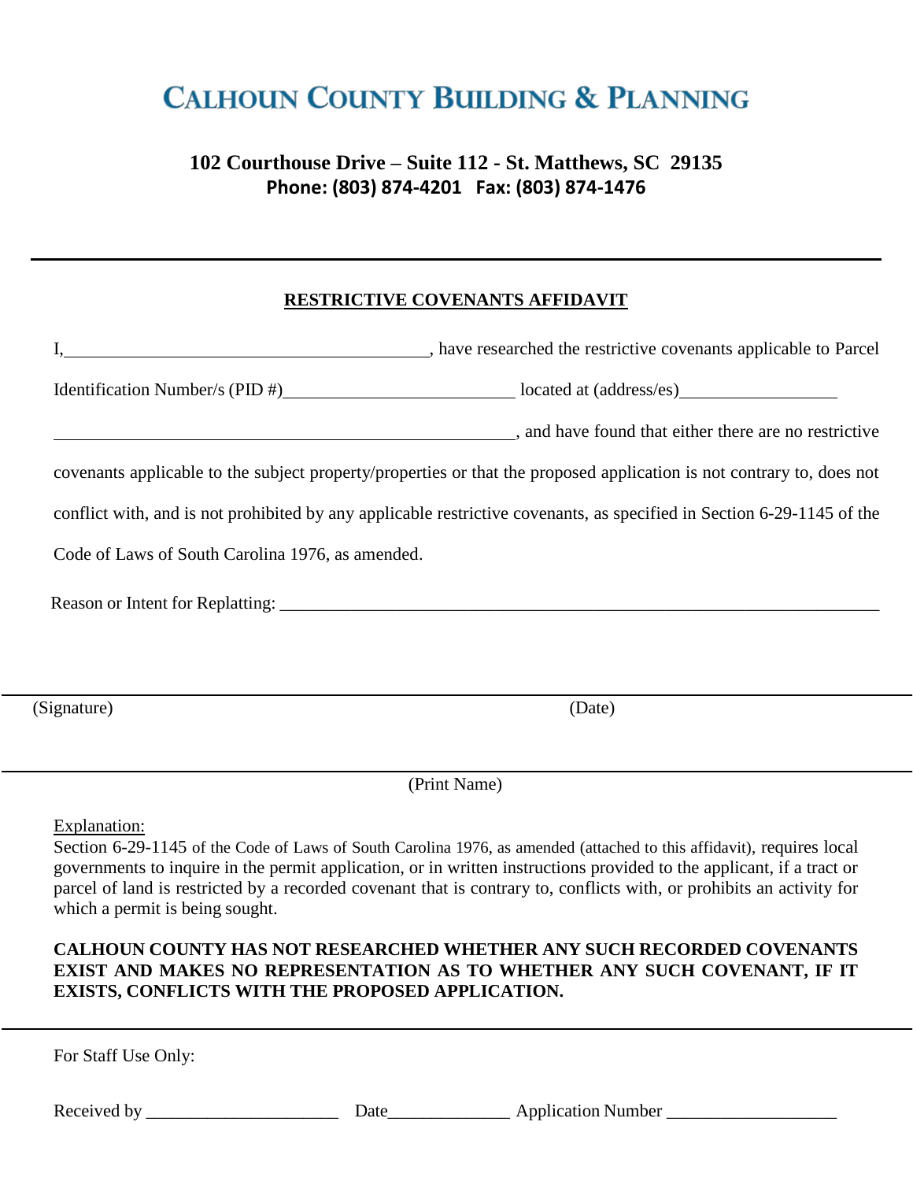# CALHOUN COUNTY BUILDING & PLANNING

**102 Courthouse Drive – Suite 112 - St. Matthews, SC 29135**
**Phone: (803) 874-4201 Fax: (803) 874-1476**

---

## RESTRICTIVE COVENANTS AFFIDAVIT

I,_________________________________________, have researched the restrictive covenants applicable to Parcel Identification Number/s (PID #)__________________________ located at (address/es)__________________ ____________________________________________________, and have found that either there are no restrictive covenants applicable to the subject property/properties or that the proposed application is not contrary to, does not conflict with, and is not prohibited by any applicable restrictive covenants, as specified in Section 6-29-1145 of the Code of Laws of South Carolina 1976, as amended.

Reason or Intent for Replatting: ______________________________________________________________________

_______________________________________________________________________________

(Signature) (Date)

_______________________________________________________________________________

(Print Name)

Explanation:
Section 6-29-1145 of the Code of Laws of South Carolina 1976, as amended (attached to this affidavit), requires local governments to inquire in the permit application, or in written instructions provided to the applicant, if a tract or parcel of land is restricted by a recorded covenant that is contrary to, conflicts with, or prohibits an activity for which a permit is being sought.

**CALHOUN COUNTY HAS NOT RESEARCHED WHETHER ANY SUCH RECORDED COVENANTS EXIST AND MAKES NO REPRESENTATION AS TO WHETHER ANY SUCH COVENANT, IF IT EXISTS, CONFLICTS WITH THE PROPOSED APPLICATION.**

---

For Staff Use Only:

Received by ______________________ Date_____________ Application Number ___________________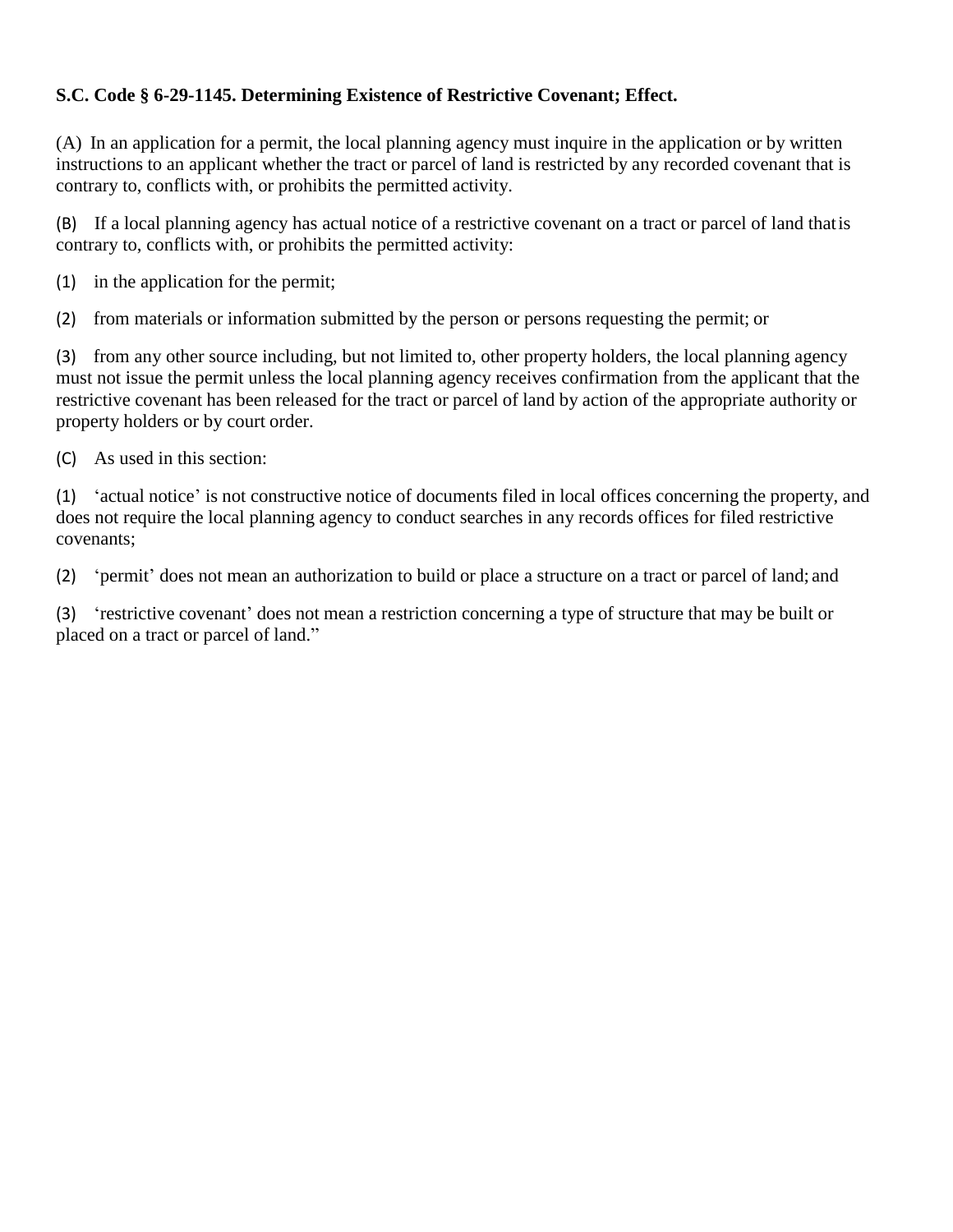**S.C. Code § 6-29-1145. Determining Existence of Restrictive Covenant; Effect.**

(A) In an application for a permit, the local planning agency must inquire in the application or by written instructions to an applicant whether the tract or parcel of land is restricted by any recorded covenant that is contrary to, conflicts with, or prohibits the permitted activity.

(B) If a local planning agency has actual notice of a restrictive covenant on a tract or parcel of land that is contrary to, conflicts with, or prohibits the permitted activity:

(1) in the application for the permit;

(2) from materials or information submitted by the person or persons requesting the permit; or

(3) from any other source including, but not limited to, other property holders, the local planning agency must not issue the permit unless the local planning agency receives confirmation from the applicant that the restrictive covenant has been released for the tract or parcel of land by action of the appropriate authority or property holders or by court order.

(C) As used in this section:

(1) 'actual notice' is not constructive notice of documents filed in local offices concerning the property, and does not require the local planning agency to conduct searches in any records offices for filed restrictive covenants;

(2) 'permit' does not mean an authorization to build or place a structure on a tract or parcel of land; and

(3) 'restrictive covenant' does not mean a restriction concerning a type of structure that may be built or placed on a tract or parcel of land."